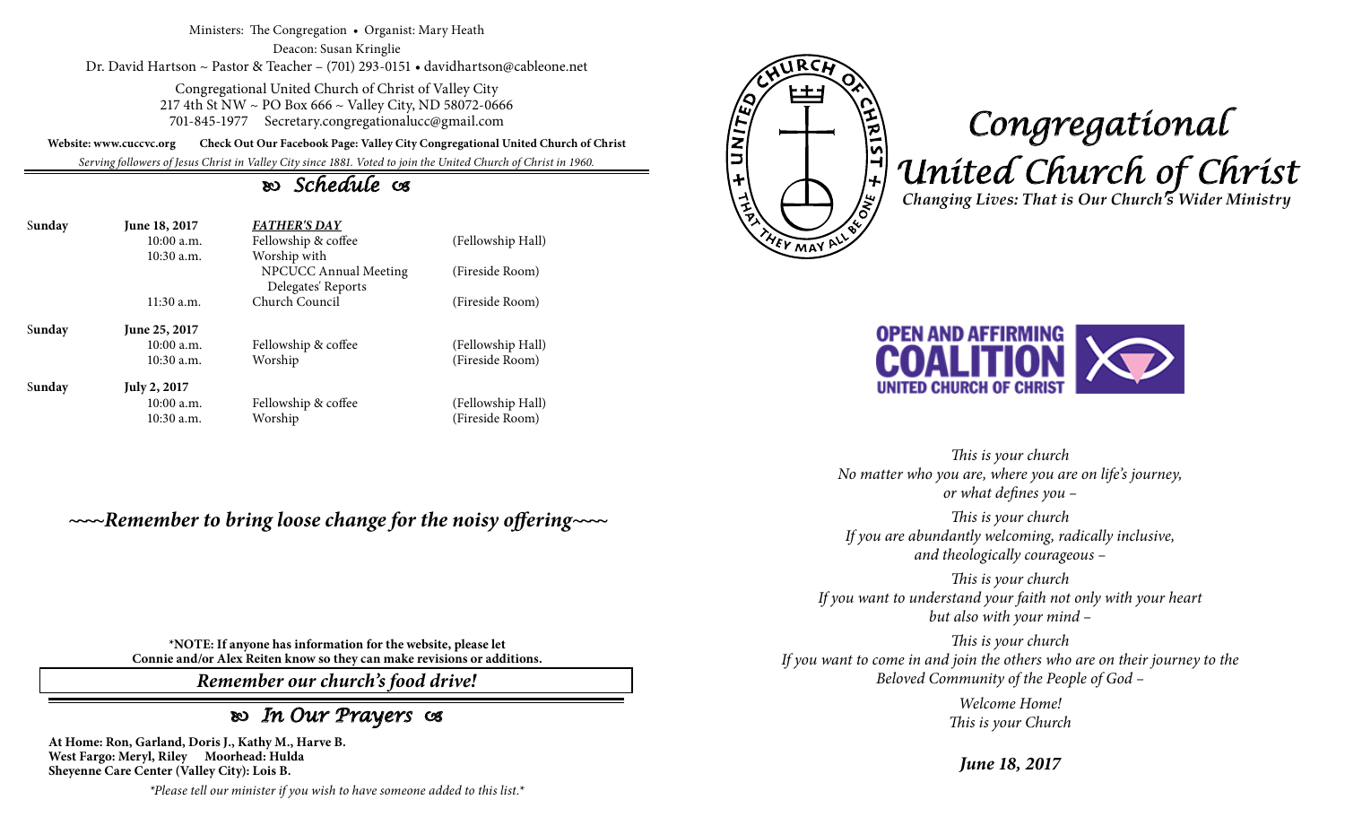Ministers: The Congregation • Organist: Mary Heath

Deacon: Susan Kringlie

Dr. David Hartson ~ Pastor & Teacher – (701) 293-0151 • davidhartson@cableone.net

Congregational United Church of Christ of Valley City
217 4th St NW ~ PO Box 666 ~ Valley City, ND 58072-0666
701-845-1977 Secretary.congregationalucc@gmail.com

**Website: www.cuccvc.org** **Check Out Our Facebook Page: Valley City Congregational United Church of Christ**

*Serving followers of Jesus Christ in Valley City since 1881. Voted to join the United Church of Christ in 1960.*

## *Schedule*

| | | | |
|---|---|---|---|
| **Sunday** | **June 18, 2017** | ***FATHER'S DAY*** | |
| | 10:00 a.m. | Fellowship & coffee | (Fellowship Hall) |
| | 10:30 a.m. | Worship with NPCUCC Annual Meeting Delegates' Reports | (Fireside Room) |
| | 11:30 a.m. | Church Council | (Fireside Room) |
| **Sunday** | **June 25, 2017** | | |
| | 10:00 a.m. | Fellowship & coffee | (Fellowship Hall) |
| | 10:30 a.m. | Worship | (Fireside Room) |
| **Sunday** | **July 2, 2017** | | |
| | 10:00 a.m. | Fellowship & coffee | (Fellowship Hall) |
| | 10:30 a.m. | Worship | (Fireside Room) |

***~~~~Remember to bring loose change for the noisy offering~~~~***

**\*NOTE: If anyone has information for the website, please let Connie and/or Alex Reiten know so they can make revisions or additions.**

***Remember our church's food drive!***

## *In Our Prayers*

**At Home: Ron, Garland, Doris J., Kathy M., Harve B.**
**West Fargo: Meryl, Riley Moorhead: Hulda**
**Sheyenne Care Center (Valley City): Lois B.**

*\*Please tell our minister if you wish to have someone added to this list.\**

# *Congregational United Church of Christ*

***Changing Lives: That is Our Church's Wider Ministry***

OPEN AND AFFIRMING COALITION UNITED CHURCH OF CHRIST

*This is your church*
*No matter who you are, where you are on life's journey, or what defines you –*

*This is your church*
*If you are abundantly welcoming, radically inclusive, and theologically courageous –*

*This is your church*
*If you want to understand your faith not only with your heart but also with your mind –*

*This is your church*
*If you want to come in and join the others who are on their journey to the Beloved Community of the People of God –*

*Welcome Home!*
*This is your Church*

***June 18, 2017***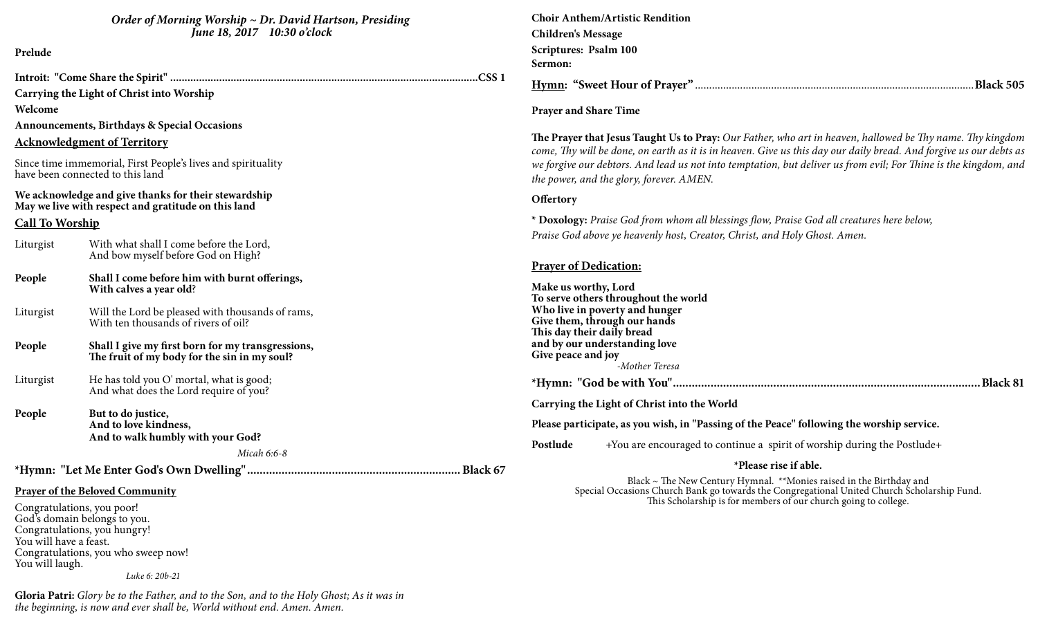### *Order of Morning Worship ~ Dr. David Hartson, Presiding*
### *June 18, 2017 10:30 o'clock*

**Prelude**

**Introit: "Come Share the Spirit" ............................................................ CSS 1**

**Carrying the Light of Christ into Worship**

**Welcome**

**Announcements, Birthdays & Special Occasions**

**Acknowledgment of Territory**

Since time immemorial, First People's lives and spirituality
have been connected to this land

**We acknowledge and give thanks for their stewardship**
**May we live with respect and gratitude on this land**

**Call To Worship**

Liturgist — With what shall I come before the Lord,
And bow myself before God on High?

**People — Shall I come before him with burnt offerings,**
**With calves a year old?**

Liturgist — Will the Lord be pleased with thousands of rams,
With ten thousands of rivers of oil?

**People — Shall I give my first born for my transgressions,**
**The fruit of my body for the sin in my soul?**

Liturgist — He has told you O' mortal, what is good;
And what does the Lord require of you?

**People — But to do justice,**
**And to love kindness,**
**And to walk humbly with your God?**

*Micah 6:6-8*

**\*Hymn: "Let Me Enter God's Own Dwelling" .................................................... Black 67**

**Prayer of the Beloved Community**

Congratulations, you poor!
God's domain belongs to you.
Congratulations, you hungry!
You will have a feast.
Congratulations, you who sweep now!
You will laugh.

*Luke 6: 20b-21*

**Gloria Patri:** *Glory be to the Father, and to the Son, and to the Holy Ghost; As it was in the beginning, is now and ever shall be, World without end. Amen. Amen.*

**Choir Anthem/Artistic Rendition**

**Children's Message**

**Scriptures: Psalm 100**

**Sermon:**

**Hymn: "Sweet Hour of Prayer" ............................................................ Black 505**

**Prayer and Share Time**

**The Prayer that Jesus Taught Us to Pray:** *Our Father, who art in heaven, hallowed be Thy name. Thy kingdom come, Thy will be done, on earth as it is in heaven. Give us this day our daily bread. And forgive us our debts as we forgive our debtors. And lead us not into temptation, but deliver us from evil; For Thine is the kingdom, and the power, and the glory, forever. AMEN.*

**Offertory**

\* **Doxology:** *Praise God from whom all blessings flow, Praise God all creatures here below, Praise God above ye heavenly host, Creator, Christ, and Holy Ghost. Amen.*

**Prayer of Dedication:**

**Make us worthy, Lord**
**To serve others throughout the world**
**Who live in poverty and hunger**
**Give them, through our hands**
**This day their daily bread**
**and by our understanding love**
**Give peace and joy**

*-Mother Teresa*

**\*Hymn: "God be with You" ............................................................ Black 81**

**Carrying the Light of Christ into the World**

**Please participate, as you wish, in "Passing of the Peace" following the worship service.**

**Postlude** — +You are encouraged to continue a spirit of worship during the Postlude+

**\*Please rise if able.**

Black ~ The New Century Hymnal. \*\*Monies raised in the Birthday and Special Occasions Church Bank go towards the Congregational United Church Scholarship Fund. This Scholarship is for members of our church going to college.